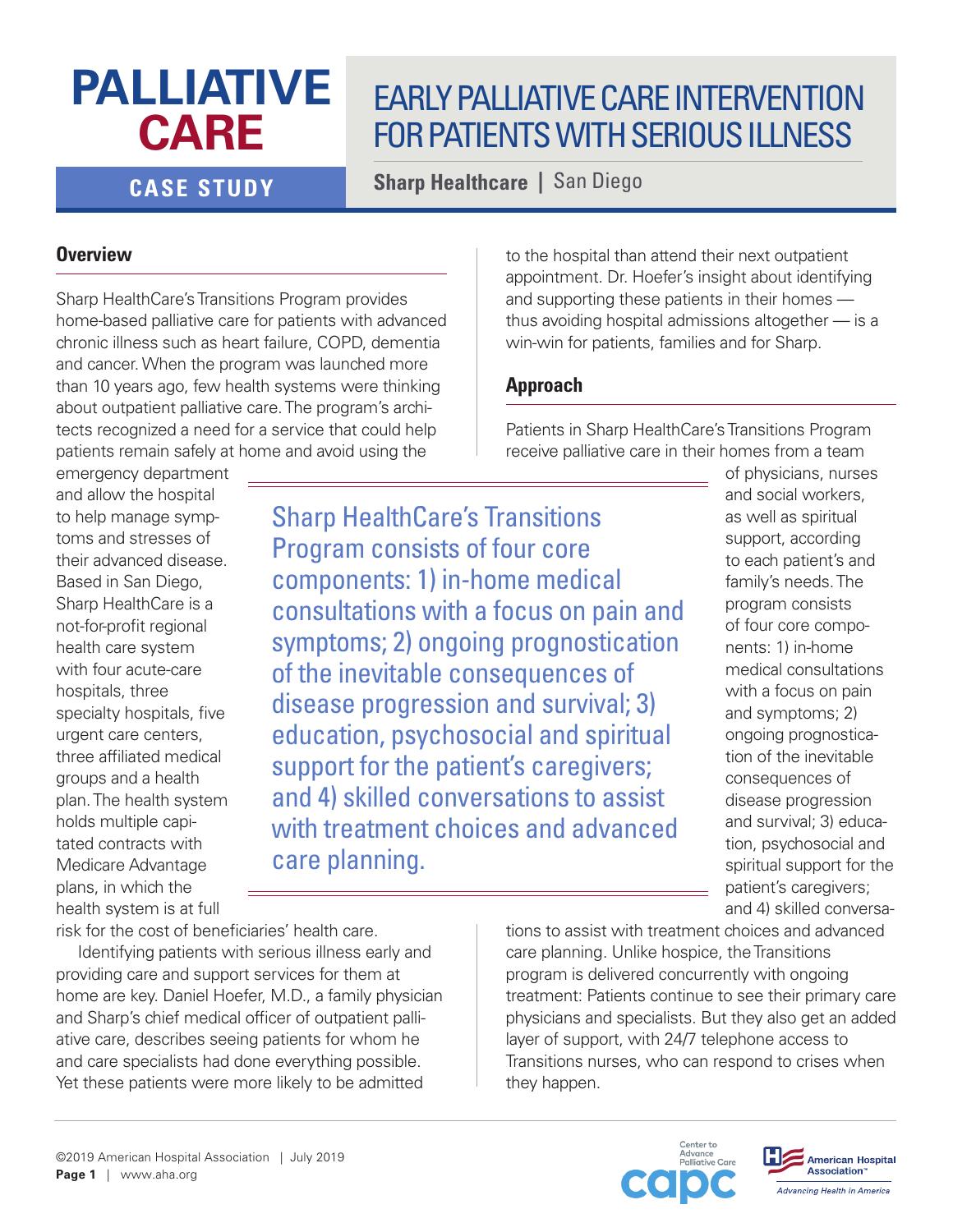# PALLIATIVE CARE

**CASE STUDY**

# EARLY PALLIATIVE CARE INTERVENTION FOR PATIENTS WITH SERIOUS ILLNESS

**Sharp Healthcare** | San Diego

## Overview

Sharp HealthCare's Transitions Program provides home-based palliative care for patients with advanced chronic illness such as heart failure, COPD, dementia and cancer. When the program was launched more than 10 years ago, few health systems were thinking about outpatient palliative care. The program's architects recognized a need for a service that could help patients remain safely at home and avoid using the emergency department and allow the hospital to help manage symptoms and stresses of their advanced disease. Based in San Diego, Sharp HealthCare is a not-for-profit regional health care system with four acute-care hospitals, three specialty hospitals, five urgent care centers, three affiliated medical groups and a health plan. The health system holds multiple capitated contracts with Medicare Advantage plans, in which the health system is at full risk for the cost of beneficiaries' health care.

Identifying patients with serious illness early and providing care and support services for them at home are key. Daniel Hoefer, M.D., a family physician and Sharp's chief medical officer of outpatient palliative care, describes seeing patients for whom he and care specialists had done everything possible. Yet these patients were more likely to be admitted to the hospital than attend their next outpatient appointment. Dr. Hoefer's insight about identifying and supporting these patients in their homes — thus avoiding hospital admissions altogether — is a win-win for patients, families and for Sharp.

## Approach

Patients in Sharp HealthCare's Transitions Program receive palliative care in their homes from a team of physicians, nurses and social workers, as well as spiritual support, according to each patient's and family's needs. The program consists of four core components: 1) in-home medical consultations with a focus on pain and symptoms; 2) ongoing prognostication of the inevitable consequences of disease progression and survival; 3) education, psychosocial and spiritual support for the patient's caregivers; and 4) skilled conversations to assist with treatment choices and advanced care planning. Unlike hospice, the Transitions program is delivered concurrently with ongoing treatment: Patients continue to see their primary care physicians and specialists. But they also get an added layer of support, with 24/7 telephone access to Transitions nurses, who can respond to crises when they happen.

> Sharp HealthCare's Transitions Program consists of four core components: 1) in-home medical consultations with a focus on pain and symptoms; 2) ongoing prognostication of the inevitable consequences of disease progression and survival; 3) education, psychosocial and spiritual support for the patient's caregivers; and 4) skilled conversations to assist with treatment choices and advanced care planning.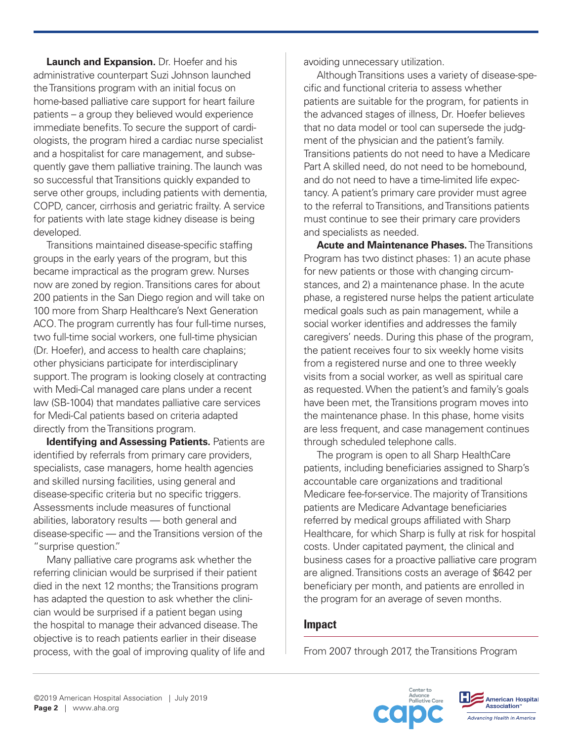**Launch and Expansion.** Dr. Hoefer and his administrative counterpart Suzi Johnson launched the Transitions program with an initial focus on home-based palliative care support for heart failure patients – a group they believed would experience immediate benefits. To secure the support of cardiologists, the program hired a cardiac nurse specialist and a hospitalist for care management, and subsequently gave them palliative training. The launch was so successful that Transitions quickly expanded to serve other groups, including patients with dementia, COPD, cancer, cirrhosis and geriatric frailty. A service for patients with late stage kidney disease is being developed.

Transitions maintained disease-specific staffing groups in the early years of the program, but this became impractical as the program grew. Nurses now are zoned by region. Transitions cares for about 200 patients in the San Diego region and will take on 100 more from Sharp Healthcare's Next Generation ACO. The program currently has four full-time nurses, two full-time social workers, one full-time physician (Dr. Hoefer), and access to health care chaplains; other physicians participate for interdisciplinary support. The program is looking closely at contracting with Medi-Cal managed care plans under a recent law (SB-1004) that mandates palliative care services for Medi-Cal patients based on criteria adapted directly from the Transitions program.

**Identifying and Assessing Patients.** Patients are identified by referrals from primary care providers, specialists, case managers, home health agencies and skilled nursing facilities, using general and disease-specific criteria but no specific triggers. Assessments include measures of functional abilities, laboratory results — both general and disease-specific — and the Transitions version of the "surprise question."

Many palliative care programs ask whether the referring clinician would be surprised if their patient died in the next 12 months; the Transitions program has adapted the question to ask whether the clinician would be surprised if a patient began using the hospital to manage their advanced disease. The objective is to reach patients earlier in their disease process, with the goal of improving quality of life and avoiding unnecessary utilization.

Although Transitions uses a variety of disease-specific and functional criteria to assess whether patients are suitable for the program, for patients in the advanced stages of illness, Dr. Hoefer believes that no data model or tool can supersede the judgment of the physician and the patient's family. Transitions patients do not need to have a Medicare Part A skilled need, do not need to be homebound, and do not need to have a time-limited life expectancy. A patient's primary care provider must agree to the referral to Transitions, and Transitions patients must continue to see their primary care providers and specialists as needed.

**Acute and Maintenance Phases.** The Transitions Program has two distinct phases: 1) an acute phase for new patients or those with changing circumstances, and 2) a maintenance phase. In the acute phase, a registered nurse helps the patient articulate medical goals such as pain management, while a social worker identifies and addresses the family caregivers' needs. During this phase of the program, the patient receives four to six weekly home visits from a registered nurse and one to three weekly visits from a social worker, as well as spiritual care as requested. When the patient's and family's goals have been met, the Transitions program moves into the maintenance phase. In this phase, home visits are less frequent, and case management continues through scheduled telephone calls.

The program is open to all Sharp HealthCare patients, including beneficiaries assigned to Sharp's accountable care organizations and traditional Medicare fee-for-service. The majority of Transitions patients are Medicare Advantage beneficiaries referred by medical groups affiliated with Sharp Healthcare, for which Sharp is fully at risk for hospital costs. Under capitated payment, the clinical and business cases for a proactive palliative care program are aligned. Transitions costs an average of $642 per beneficiary per month, and patients are enrolled in the program for an average of seven months.

## Impact

From 2007 through 2017, the Transitions Program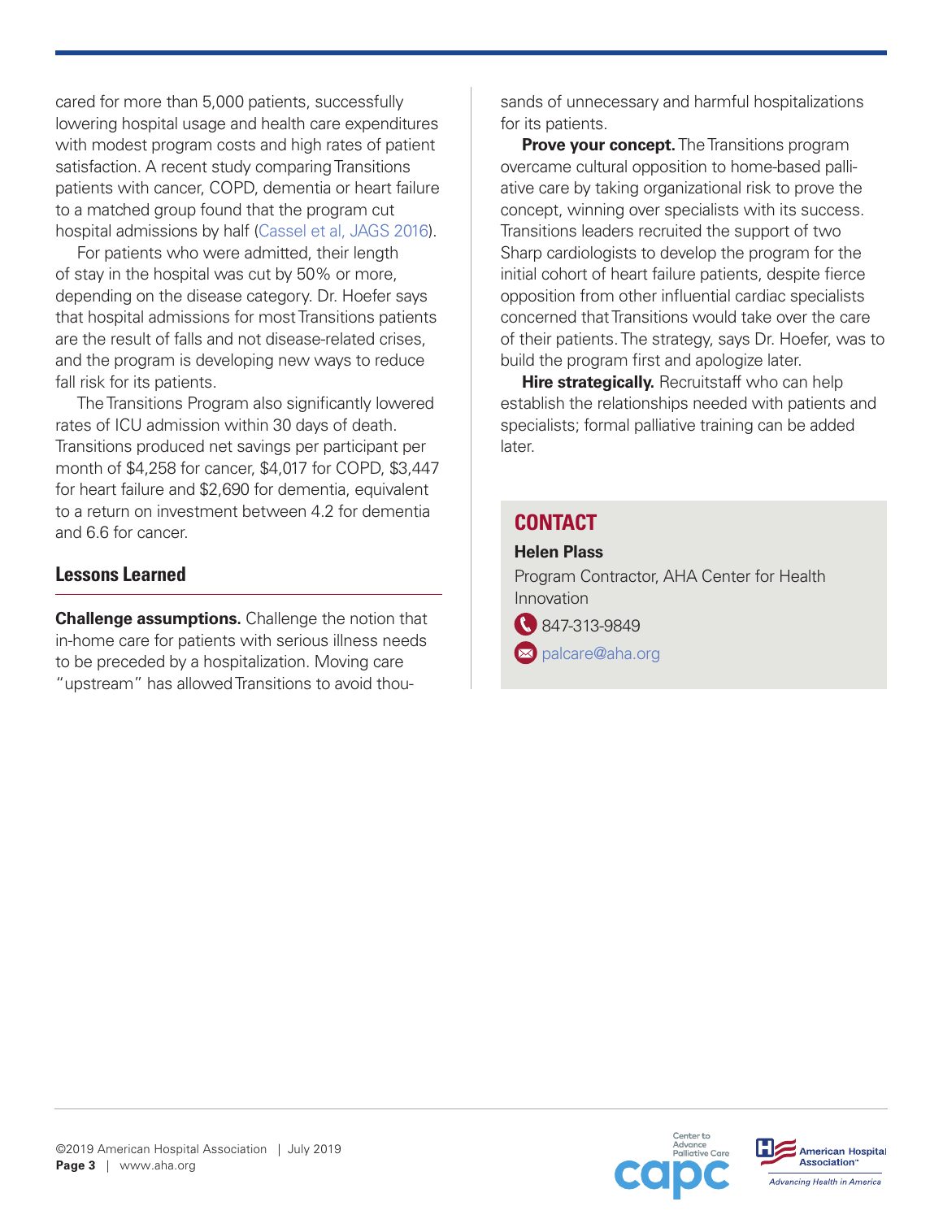cared for more than 5,000 patients, successfully lowering hospital usage and health care expenditures with modest program costs and high rates of patient satisfaction. A recent study comparing Transitions patients with cancer, COPD, dementia or heart failure to a matched group found that the program cut hospital admissions by half (Cassel et al, JAGS 2016).

For patients who were admitted, their length of stay in the hospital was cut by 50% or more, depending on the disease category. Dr. Hoefer says that hospital admissions for most Transitions patients are the result of falls and not disease-related crises, and the program is developing new ways to reduce fall risk for its patients.

The Transitions Program also significantly lowered rates of ICU admission within 30 days of death. Transitions produced net savings per participant per month of $4,258 for cancer, $4,017 for COPD, $3,447 for heart failure and $2,690 for dementia, equivalent to a return on investment between 4.2 for dementia and 6.6 for cancer.

## Lessons Learned

**Challenge assumptions.** Challenge the notion that in-home care for patients with serious illness needs to be preceded by a hospitalization. Moving care "upstream" has allowed Transitions to avoid thousands of unnecessary and harmful hospitalizations for its patients.

**Prove your concept.** The Transitions program overcame cultural opposition to home-based palliative care by taking organizational risk to prove the concept, winning over specialists with its success. Transitions leaders recruited the support of two Sharp cardiologists to develop the program for the initial cohort of heart failure patients, despite fierce opposition from other influential cardiac specialists concerned that Transitions would take over the care of their patients. The strategy, says Dr. Hoefer, was to build the program first and apologize later.

**Hire strategically.** Recruitstaff who can help establish the relationships needed with patients and specialists; formal palliative training can be added later.

## CONTACT

**Helen Plass**

Program Contractor, AHA Center for Health Innovation

847-313-9849

palcare@aha.org

©2019 American Hospital Association | July 2019

www.aha.org